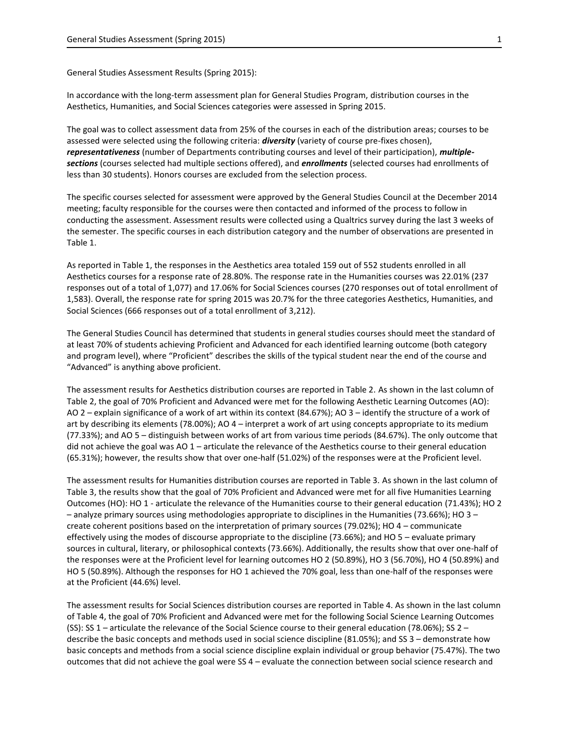General Studies Assessment Results (Spring 2015):

In accordance with the long-term assessment plan for General Studies Program, distribution courses in the Aesthetics, Humanities, and Social Sciences categories were assessed in Spring 2015.

The goal was to collect assessment data from 25% of the courses in each of the distribution areas; courses to be assessed were selected using the following criteria: ***diversity*** (variety of course pre-fixes chosen), ***representativeness*** (number of Departments contributing courses and level of their participation), ***multiple-sections*** (courses selected had multiple sections offered), and ***enrollments*** (selected courses had enrollments of less than 30 students). Honors courses are excluded from the selection process.

The specific courses selected for assessment were approved by the General Studies Council at the December 2014 meeting; faculty responsible for the courses were then contacted and informed of the process to follow in conducting the assessment. Assessment results were collected using a Qualtrics survey during the last 3 weeks of the semester. The specific courses in each distribution category and the number of observations are presented in Table 1.

As reported in Table 1, the responses in the Aesthetics area totaled 159 out of 552 students enrolled in all Aesthetics courses for a response rate of 28.80%. The response rate in the Humanities courses was 22.01% (237 responses out of a total of 1,077) and 17.06% for Social Sciences courses (270 responses out of total enrollment of 1,583). Overall, the response rate for spring 2015 was 20.7% for the three categories Aesthetics, Humanities, and Social Sciences (666 responses out of a total enrollment of 3,212).

The General Studies Council has determined that students in general studies courses should meet the standard of at least 70% of students achieving Proficient and Advanced for each identified learning outcome (both category and program level), where "Proficient" describes the skills of the typical student near the end of the course and "Advanced" is anything above proficient.

The assessment results for Aesthetics distribution courses are reported in Table 2. As shown in the last column of Table 2, the goal of 70% Proficient and Advanced were met for the following Aesthetic Learning Outcomes (AO): AO 2 – explain significance of a work of art within its context (84.67%); AO 3 – identify the structure of a work of art by describing its elements (78.00%); AO 4 – interpret a work of art using concepts appropriate to its medium (77.33%); and AO 5 – distinguish between works of art from various time periods (84.67%). The only outcome that did not achieve the goal was AO 1 – articulate the relevance of the Aesthetics course to their general education (65.31%); however, the results show that over one-half (51.02%) of the responses were at the Proficient level.

The assessment results for Humanities distribution courses are reported in Table 3. As shown in the last column of Table 3, the results show that the goal of 70% Proficient and Advanced were met for all five Humanities Learning Outcomes (HO): HO 1 - articulate the relevance of the Humanities course to their general education (71.43%); HO 2 – analyze primary sources using methodologies appropriate to disciplines in the Humanities (73.66%); HO 3 – create coherent positions based on the interpretation of primary sources (79.02%); HO 4 – communicate effectively using the modes of discourse appropriate to the discipline (73.66%); and HO 5 – evaluate primary sources in cultural, literary, or philosophical contexts (73.66%). Additionally, the results show that over one-half of the responses were at the Proficient level for learning outcomes HO 2 (50.89%), HO 3 (56.70%), HO 4 (50.89%) and HO 5 (50.89%). Although the responses for HO 1 achieved the 70% goal, less than one-half of the responses were at the Proficient (44.6%) level.

The assessment results for Social Sciences distribution courses are reported in Table 4. As shown in the last column of Table 4, the goal of 70% Proficient and Advanced were met for the following Social Science Learning Outcomes (SS): SS 1 – articulate the relevance of the Social Science course to their general education (78.06%); SS 2 – describe the basic concepts and methods used in social science discipline (81.05%); and SS 3 – demonstrate how basic concepts and methods from a social science discipline explain individual or group behavior (75.47%). The two outcomes that did not achieve the goal were SS 4 – evaluate the connection between social science research and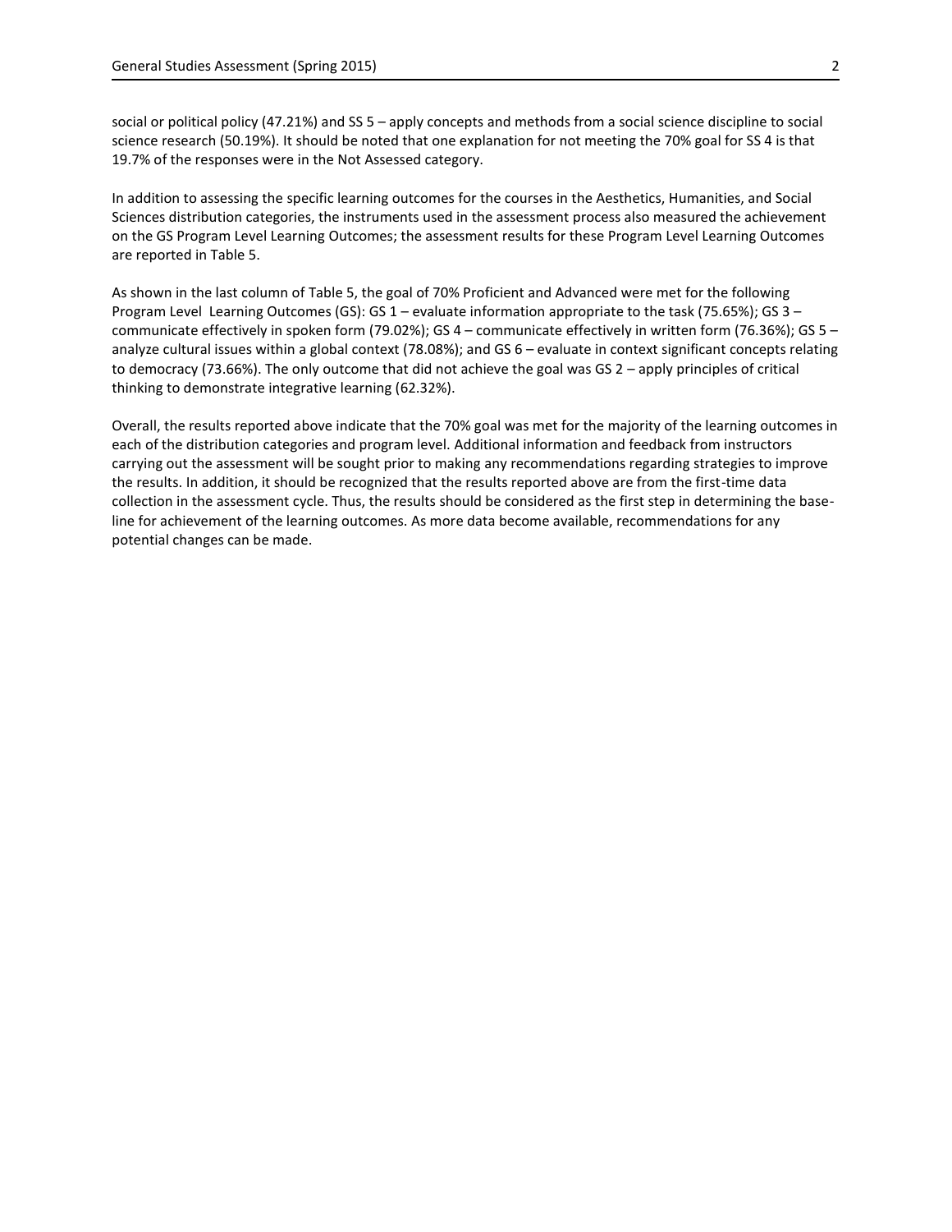social or political policy (47.21%) and SS 5 – apply concepts and methods from a social science discipline to social science research (50.19%). It should be noted that one explanation for not meeting the 70% goal for SS 4 is that 19.7% of the responses were in the Not Assessed category.

In addition to assessing the specific learning outcomes for the courses in the Aesthetics, Humanities, and Social Sciences distribution categories, the instruments used in the assessment process also measured the achievement on the GS Program Level Learning Outcomes; the assessment results for these Program Level Learning Outcomes are reported in Table 5.

As shown in the last column of Table 5, the goal of 70% Proficient and Advanced were met for the following Program Level Learning Outcomes (GS): GS 1 – evaluate information appropriate to the task (75.65%); GS 3 – communicate effectively in spoken form (79.02%); GS 4 – communicate effectively in written form (76.36%); GS 5 – analyze cultural issues within a global context (78.08%); and GS 6 – evaluate in context significant concepts relating to democracy (73.66%). The only outcome that did not achieve the goal was GS 2 – apply principles of critical thinking to demonstrate integrative learning (62.32%).

Overall, the results reported above indicate that the 70% goal was met for the majority of the learning outcomes in each of the distribution categories and program level. Additional information and feedback from instructors carrying out the assessment will be sought prior to making any recommendations regarding strategies to improve the results. In addition, it should be recognized that the results reported above are from the first-time data collection in the assessment cycle. Thus, the results should be considered as the first step in determining the base-line for achievement of the learning outcomes. As more data become available, recommendations for any potential changes can be made.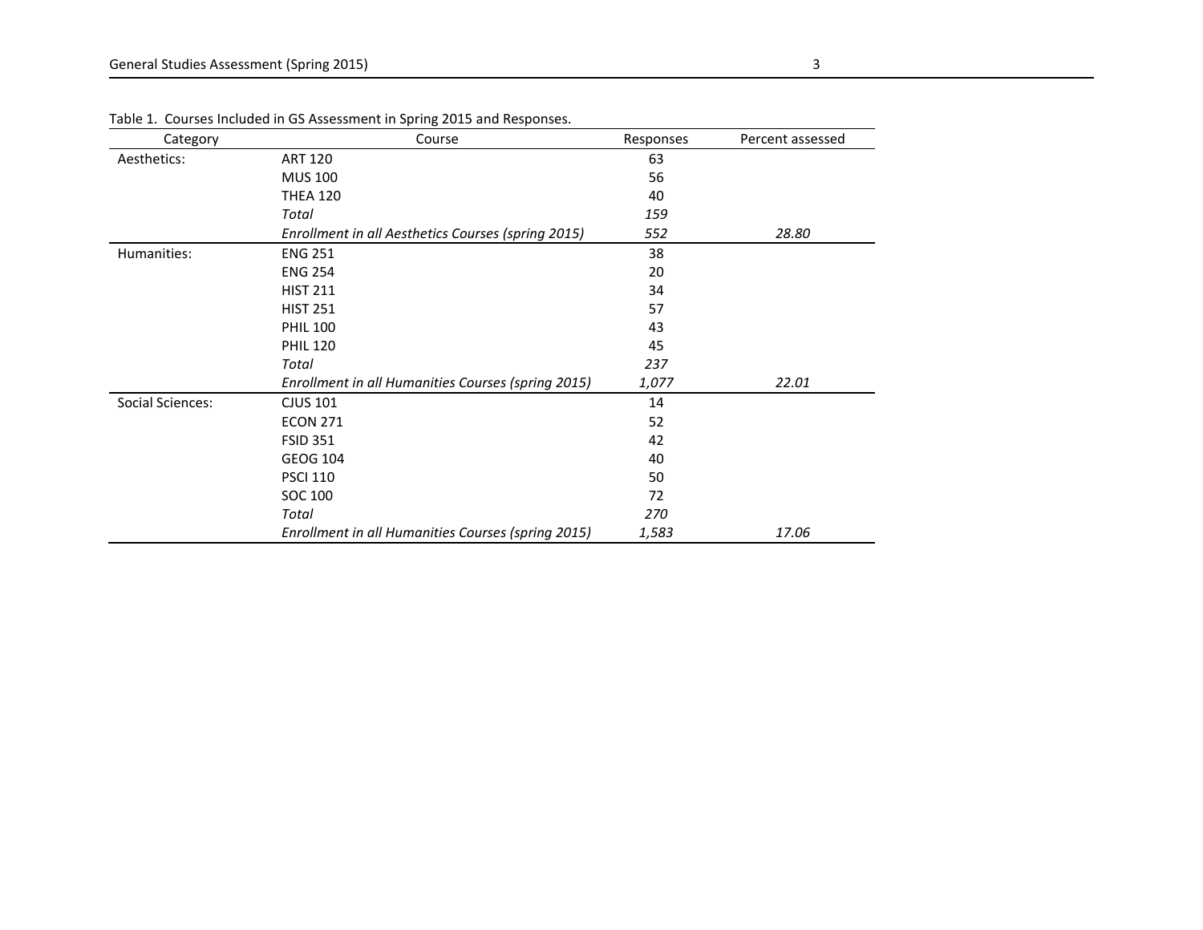Table 1. Courses Included in GS Assessment in Spring 2015 and Responses.

| Category | Course | Responses | Percent assessed |
|---|---|---|---|
| Aesthetics: | ART 120 | 63 | |
| | MUS 100 | 56 | |
| | THEA 120 | 40 | |
| | *Total* | *159* | |
| | *Enrollment in all Aesthetics Courses (spring 2015)* | *552* | *28.80* |
| Humanities: | ENG 251 | 38 | |
| | ENG 254 | 20 | |
| | HIST 211 | 34 | |
| | HIST 251 | 57 | |
| | PHIL 100 | 43 | |
| | PHIL 120 | 45 | |
| | *Total* | *237* | |
| | *Enrollment in all Humanities Courses (spring 2015)* | *1,077* | *22.01* |
| Social Sciences: | CJUS 101 | 14 | |
| | ECON 271 | 52 | |
| | FSID 351 | 42 | |
| | GEOG 104 | 40 | |
| | PSCI 110 | 50 | |
| | SOC 100 | 72 | |
| | *Total* | *270* | |
| | *Enrollment in all Humanities Courses (spring 2015)* | *1,583* | *17.06* |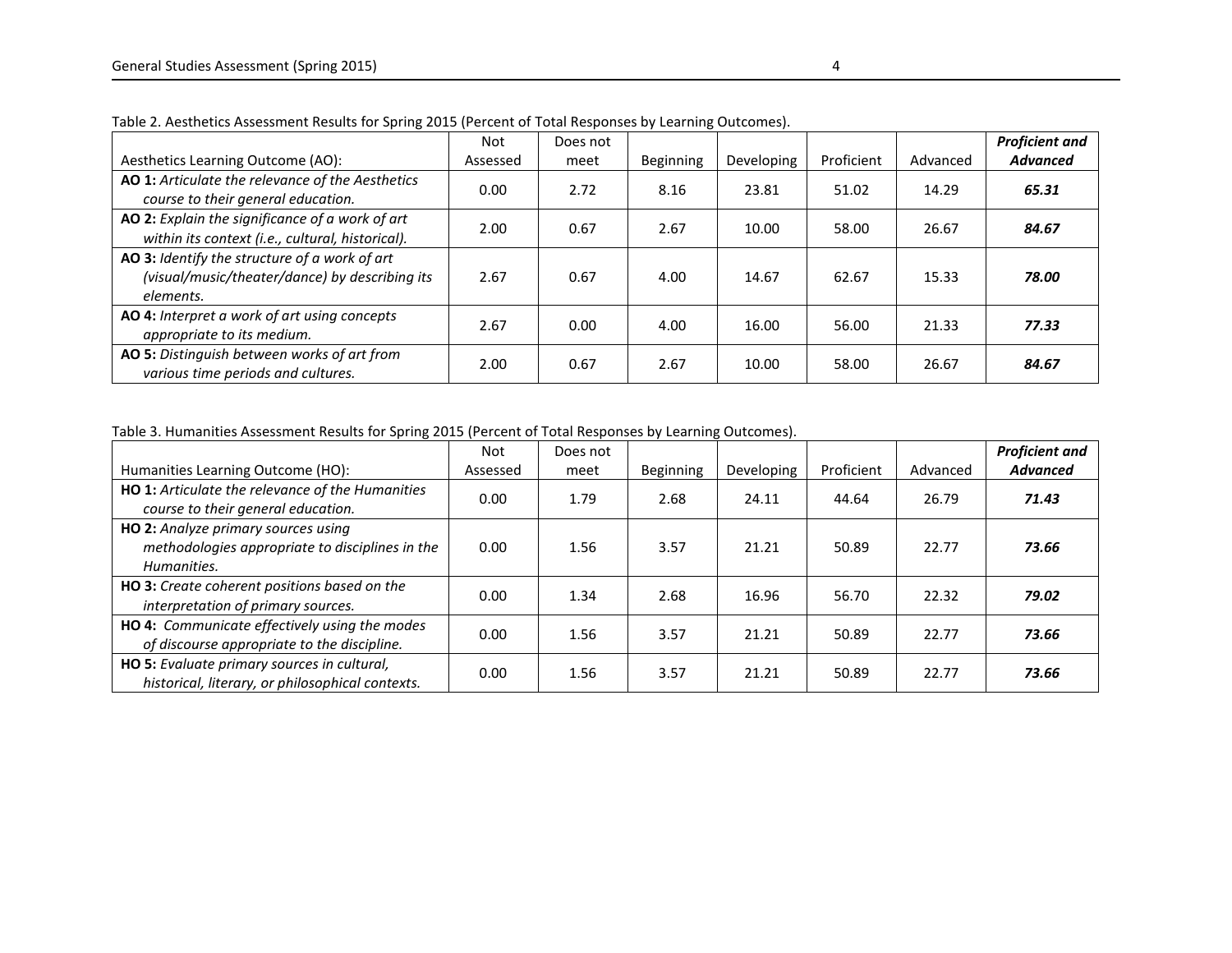Table 2. Aesthetics Assessment Results for Spring 2015 (Percent of Total Responses by Learning Outcomes).

| Aesthetics Learning Outcome (AO): | Not Assessed | Does not meet | Beginning | Developing | Proficient | Advanced | ***Proficient and Advanced*** |
|---|---|---|---|---|---|---|---|
| **AO 1:** *Articulate the relevance of the Aesthetics course to their general education.* | 0.00 | 2.72 | 8.16 | 23.81 | 51.02 | 14.29 | ***65.31*** |
| **AO 2:** *Explain the significance of a work of art within its context (i.e., cultural, historical).* | 2.00 | 0.67 | 2.67 | 10.00 | 58.00 | 26.67 | ***84.67*** |
| **AO 3:** *Identify the structure of a work of art (visual/music/theater/dance) by describing its elements.* | 2.67 | 0.67 | 4.00 | 14.67 | 62.67 | 15.33 | ***78.00*** |
| **AO 4:** *Interpret a work of art using concepts appropriate to its medium.* | 2.67 | 0.00 | 4.00 | 16.00 | 56.00 | 21.33 | ***77.33*** |
| **AO 5:** *Distinguish between works of art from various time periods and cultures.* | 2.00 | 0.67 | 2.67 | 10.00 | 58.00 | 26.67 | ***84.67*** |

Table 3. Humanities Assessment Results for Spring 2015 (Percent of Total Responses by Learning Outcomes).

| Humanities Learning Outcome (HO): | Not Assessed | Does not meet | Beginning | Developing | Proficient | Advanced | ***Proficient and Advanced*** |
|---|---|---|---|---|---|---|---|
| **HO 1:** *Articulate the relevance of the Humanities course to their general education.* | 0.00 | 1.79 | 2.68 | 24.11 | 44.64 | 26.79 | ***71.43*** |
| **HO 2:** *Analyze primary sources using methodologies appropriate to disciplines in the Humanities.* | 0.00 | 1.56 | 3.57 | 21.21 | 50.89 | 22.77 | ***73.66*** |
| **HO 3:** *Create coherent positions based on the interpretation of primary sources.* | 0.00 | 1.34 | 2.68 | 16.96 | 56.70 | 22.32 | ***79.02*** |
| **HO 4:** *Communicate effectively using the modes of discourse appropriate to the discipline.* | 0.00 | 1.56 | 3.57 | 21.21 | 50.89 | 22.77 | ***73.66*** |
| **HO 5:** *Evaluate primary sources in cultural, historical, literary, or philosophical contexts.* | 0.00 | 1.56 | 3.57 | 21.21 | 50.89 | 22.77 | ***73.66*** |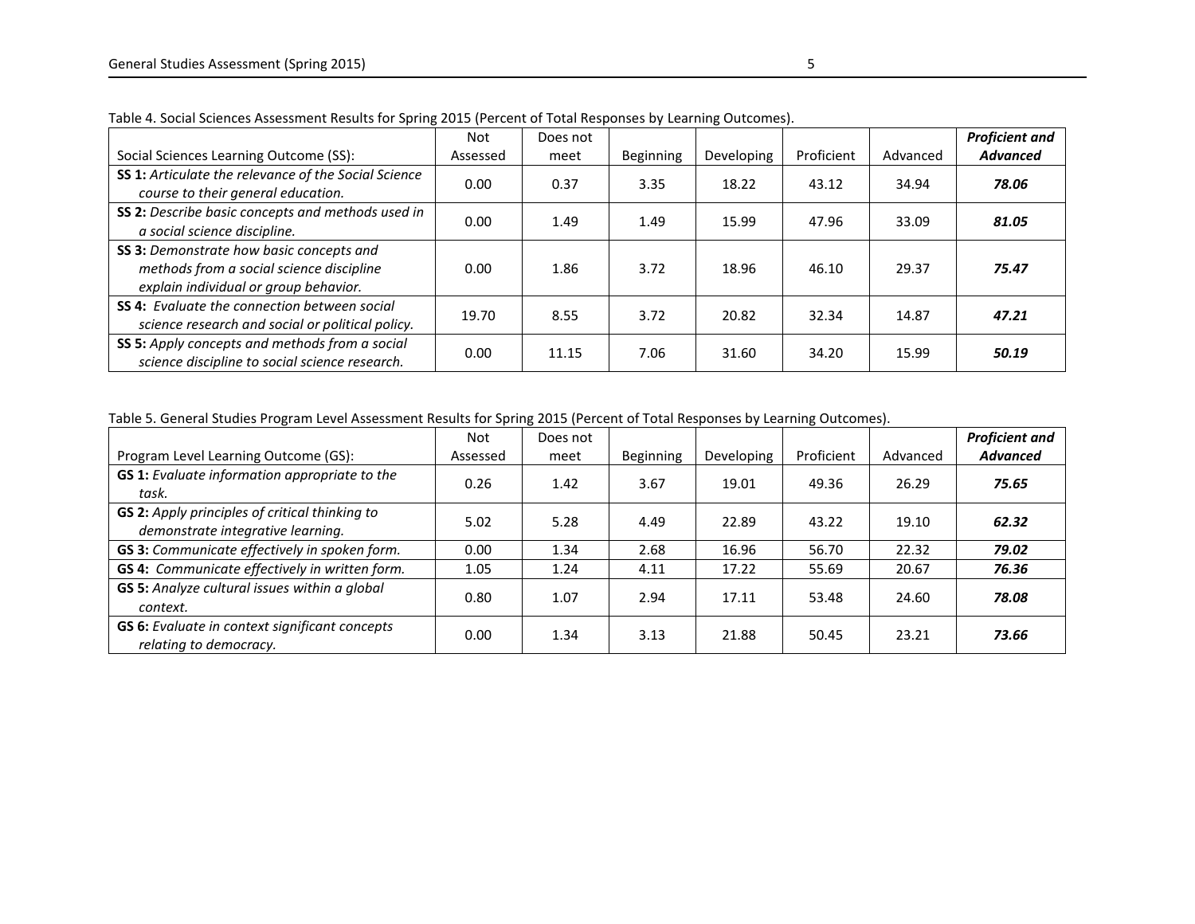Table 4. Social Sciences Assessment Results for Spring 2015 (Percent of Total Responses by Learning Outcomes).

| Social Sciences Learning Outcome (SS): | Not Assessed | Does not meet | Beginning | Developing | Proficient | Advanced | ***Proficient and Advanced*** |
|---|---|---|---|---|---|---|---|
| **SS 1:** *Articulate the relevance of the Social Science course to their general education.* | 0.00 | 0.37 | 3.35 | 18.22 | 43.12 | 34.94 | ***78.06*** |
| **SS 2:** *Describe basic concepts and methods used in a social science discipline.* | 0.00 | 1.49 | 1.49 | 15.99 | 47.96 | 33.09 | ***81.05*** |
| **SS 3:** *Demonstrate how basic concepts and methods from a social science discipline explain individual or group behavior.* | 0.00 | 1.86 | 3.72 | 18.96 | 46.10 | 29.37 | ***75.47*** |
| **SS 4:** *Evaluate the connection between social science research and social or political policy.* | 19.70 | 8.55 | 3.72 | 20.82 | 32.34 | 14.87 | ***47.21*** |
| **SS 5:** *Apply concepts and methods from a social science discipline to social science research.* | 0.00 | 11.15 | 7.06 | 31.60 | 34.20 | 15.99 | ***50.19*** |

Table 5. General Studies Program Level Assessment Results for Spring 2015 (Percent of Total Responses by Learning Outcomes).

| Program Level Learning Outcome (GS): | Not Assessed | Does not meet | Beginning | Developing | Proficient | Advanced | ***Proficient and Advanced*** |
|---|---|---|---|---|---|---|---|
| **GS 1:** *Evaluate information appropriate to the task.* | 0.26 | 1.42 | 3.67 | 19.01 | 49.36 | 26.29 | ***75.65*** |
| **GS 2:** *Apply principles of critical thinking to demonstrate integrative learning.* | 5.02 | 5.28 | 4.49 | 22.89 | 43.22 | 19.10 | ***62.32*** |
| **GS 3:** *Communicate effectively in spoken form.* | 0.00 | 1.34 | 2.68 | 16.96 | 56.70 | 22.32 | ***79.02*** |
| **GS 4:** *Communicate effectively in written form.* | 1.05 | 1.24 | 4.11 | 17.22 | 55.69 | 20.67 | ***76.36*** |
| **GS 5:** *Analyze cultural issues within a global context.* | 0.80 | 1.07 | 2.94 | 17.11 | 53.48 | 24.60 | ***78.08*** |
| **GS 6:** *Evaluate in context significant concepts relating to democracy.* | 0.00 | 1.34 | 3.13 | 21.88 | 50.45 | 23.21 | ***73.66*** |